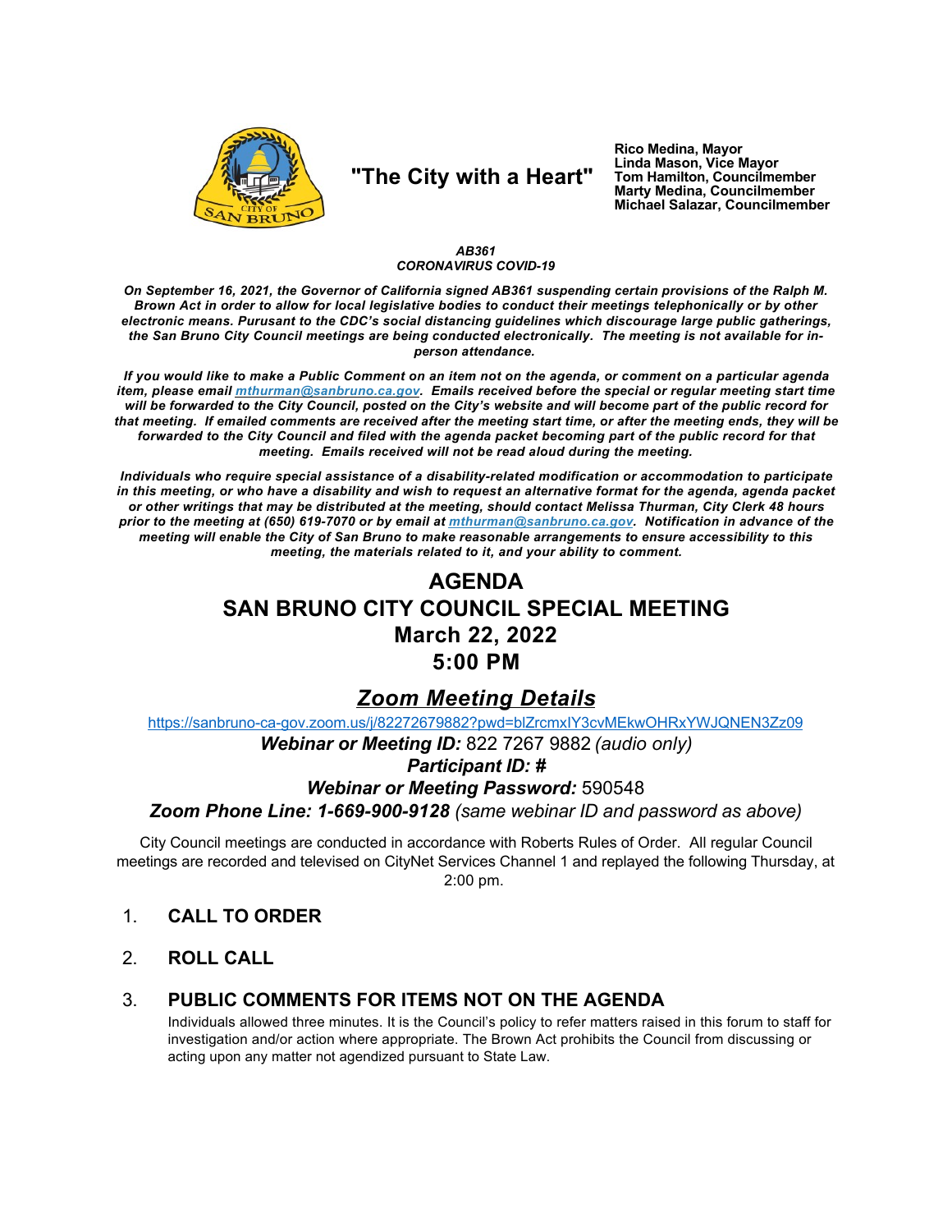**"The City with a Heart"**

**Rico Medina, Mayor**
**Linda Mason, Vice Mayor**
**Tom Hamilton, Councilmember**
**Marty Medina, Councilmember**
**Michael Salazar, Councilmember**

***AB361***
***CORONAVIRUS COVID-19***

***On September 16, 2021, the Governor of California signed AB361 suspending certain provisions of the Ralph M. Brown Act in order to allow for local legislative bodies to conduct their meetings telephonically or by other electronic means. Pursuant to the CDC's social distancing guidelines which discourage large public gatherings, the San Bruno City Council meetings are being conducted electronically. The meeting is not available for in-person attendance.***

***If you would like to make a Public Comment on an item not on the agenda, or comment on a particular agenda item, please email [mthurman@sanbruno.ca.gov](mailto:mthurman@sanbruno.ca.gov). Emails received before the special or regular meeting start time will be forwarded to the City Council, posted on the City's website and will become part of the public record for that meeting. If emailed comments are received after the meeting start time, or after the meeting ends, they will be forwarded to the City Council and filed with the agenda packet becoming part of the public record for that meeting. Emails received will not be read aloud during the meeting.***

***Individuals who require special assistance of a disability-related modification or accommodation to participate in this meeting, or who have a disability and wish to request an alternative format for the agenda, agenda packet or other writings that may be distributed at the meeting, should contact Melissa Thurman, City Clerk 48 hours prior to the meeting at (650) 619-7070 or by email at [mthurman@sanbruno.ca.gov](mailto:mthurman@sanbruno.ca.gov). Notification in advance of the meeting will enable the City of San Bruno to make reasonable arrangements to ensure accessibility to this meeting, the materials related to it, and your ability to comment.***

# AGENDA
# SAN BRUNO CITY COUNCIL SPECIAL MEETING
# March 22, 2022
# 5:00 PM

## ***Zoom Meeting Details***

https://sanbruno-ca-gov.zoom.us/j/82272679882?pwd=blZrcmxlY3cvMEkwOHRxYWJQNEN3Zz09

***Webinar or Meeting ID:*** 822 7267 9882 *(audio only)*

***Participant ID: #***

***Webinar or Meeting Password:*** 590548

***Zoom Phone Line: 1-669-900-9128*** *(same webinar ID and password as above)*

City Council meetings are conducted in accordance with Roberts Rules of Order. All regular Council meetings are recorded and televised on CityNet Services Channel 1 and replayed the following Thursday, at 2:00 pm.

1. **CALL TO ORDER**

2. **ROLL CALL**

3. **PUBLIC COMMENTS FOR ITEMS NOT ON THE AGENDA**

   Individuals allowed three minutes. It is the Council's policy to refer matters raised in this forum to staff for investigation and/or action where appropriate. The Brown Act prohibits the Council from discussing or acting upon any matter not agendized pursuant to State Law.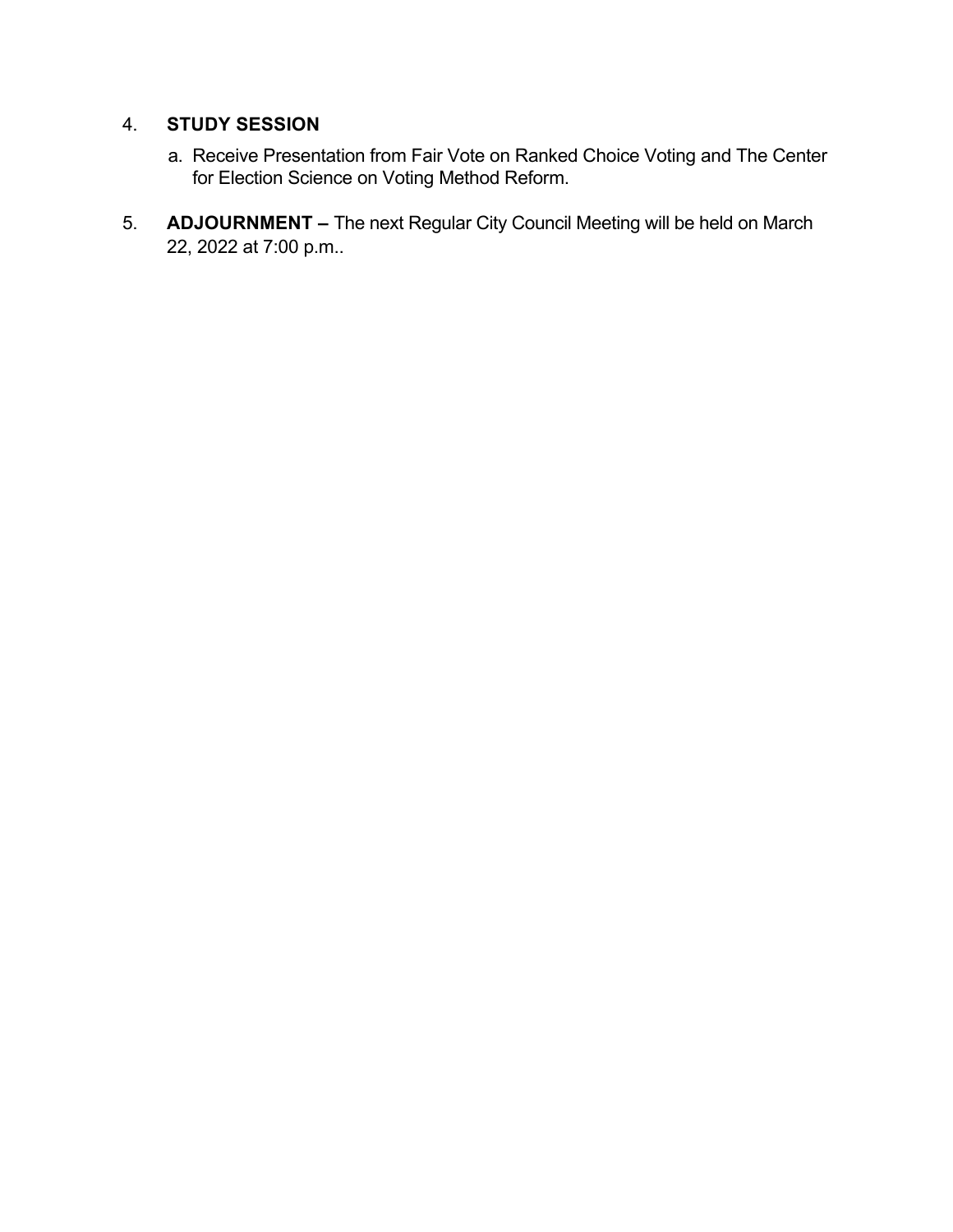4. **STUDY SESSION**

   a. Receive Presentation from Fair Vote on Ranked Choice Voting and The Center for Election Science on Voting Method Reform.

5. **ADJOURNMENT –** The next Regular City Council Meeting will be held on March 22, 2022 at 7:00 p.m..